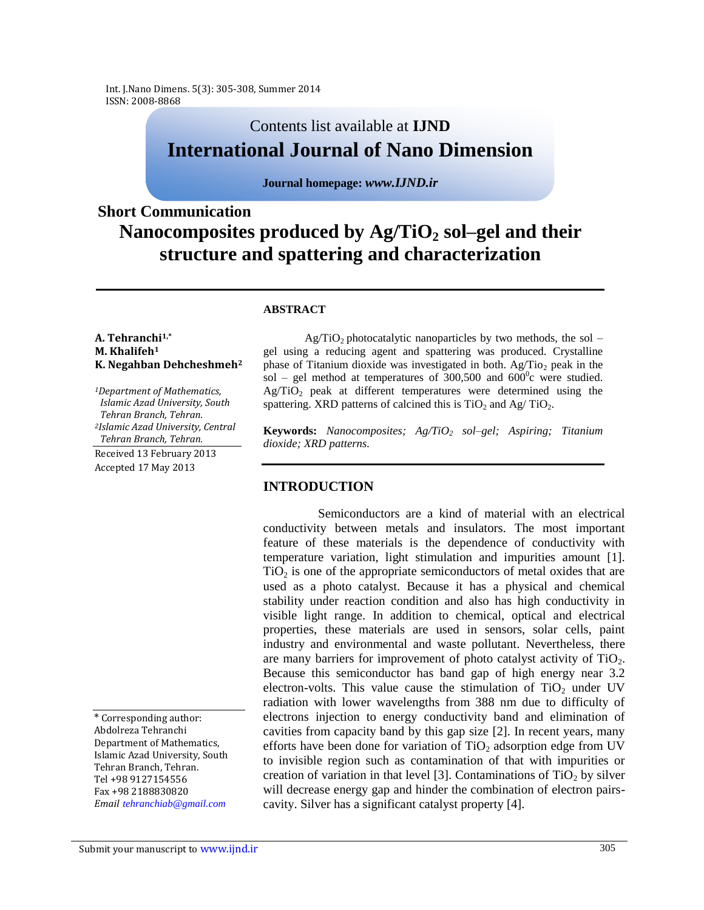Contents list available at **IJND**

**International Journal of Nano Dimension**

**Journal homepage:** ***www.IJND.ir***

**Short Communication**

# Nanocomposites produced by $Ag/TiO_2$ sol–gel and their structure and spattering and characterization

**A. Tehranchi[1,*]**
**M. Khalifeh[1]**
**K. Negahban Dehcheshmeh[2]**

*[1]Department of Mathematics, Islamic Azad University, South Tehran Branch, Tehran.*
*[2]Islamic Azad University, Central Tehran Branch, Tehran.*

Received 13 February 2013
Accepted 17 May 2013

## ABSTRACT

$Ag/TiO_2$ photocatalytic nanoparticles by two methods, the sol – gel using a reducing agent and spattering was produced. Crystalline phase of Titanium dioxide was investigated in both. Ag/Tio$_2$ peak in the sol – gel method at temperatures of 300,500 and 600$^0$c were studied. $Ag/TiO_2$ peak at different temperatures were determined using the spattering. XRD patterns of calcined this is $TiO_2$ and Ag/ $TiO_2$.

**Keywords:** *Nanocomposites; $Ag/TiO_2$ sol–gel; Aspiring; Titanium dioxide; XRD patterns.*

## INTRODUCTION

Semiconductors are a kind of material with an electrical conductivity between metals and insulators. The most important feature of these materials is the dependence of conductivity with temperature variation, light stimulation and impurities amount [1]. $TiO_2$ is one of the appropriate semiconductors of metal oxides that are used as a photo catalyst. Because it has a physical and chemical stability under reaction condition and also has high conductivity in visible light range. In addition to chemical, optical and electrical properties, these materials are used in sensors, solar cells, paint industry and environmental and waste pollutant. Nevertheless, there are many barriers for improvement of photo catalyst activity of $TiO_2$. Because this semiconductor has band gap of high energy near 3.2 electron-volts. This value cause the stimulation of $TiO_2$ under UV radiation with lower wavelengths from 388 nm due to difficulty of electrons injection to energy conductivity band and elimination of cavities from capacity band by this gap size [2]. In recent years, many efforts have been done for variation of $TiO_2$ adsorption edge from UV to invisible region such as contamination of that with impurities or creation of variation in that level [3]. Contaminations of $TiO_2$ by silver will decrease energy gap and hinder the combination of electron pairs-cavity. Silver has a significant catalyst property [4].

* Corresponding author:
Abdolreza Tehranchi
Department of Mathematics, Islamic Azad University, South Tehran Branch, Tehran.
Tel +98 9127154556
Fax +98 2188830820
*Email tehranchiab@gmail.com*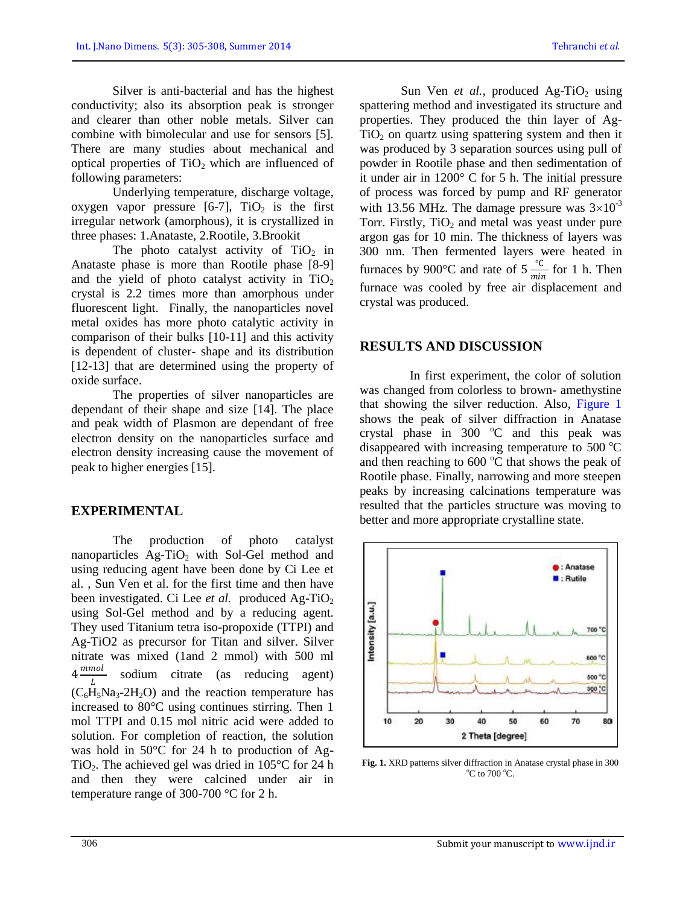Silver is anti-bacterial and has the highest conductivity; also its absorption peak is stronger and clearer than other noble metals. Silver can combine with bimolecular and use for sensors [5]. There are many studies about mechanical and optical properties of $TiO_2$ which are influenced of following parameters:

Underlying temperature, discharge voltage, oxygen vapor pressure [6-7], $TiO_2$ is the first irregular network (amorphous), it is crystallized in three phases: 1.Anataste, 2.Rootile, 3.Brookit

The photo catalyst activity of $TiO_2$ in Anataste phase is more than Rootile phase [8-9] and the yield of photo catalyst activity in $TiO_2$ crystal is 2.2 times more than amorphous under fluorescent light. Finally, the nanoparticles novel metal oxides has more photo catalytic activity in comparison of their bulks [10-11] and this activity is dependent of cluster- shape and its distribution [12-13] that are determined using the property of oxide surface.

The properties of silver nanoparticles are dependant of their shape and size [14]. The place and peak width of Plasmon are dependant of free electron density on the nanoparticles surface and electron density increasing cause the movement of peak to higher energies [15].

## EXPERIMENTAL

The production of photo catalyst nanoparticles Ag-$TiO_2$ with Sol-Gel method and using reducing agent have been done by Ci Lee et al. , Sun Ven et al. for the first time and then have been investigated. Ci Lee *et al.* produced Ag-$TiO_2$ using Sol-Gel method and by a reducing agent. They used Titanium tetra iso-propoxide (TTPI) and Ag-TiO2 as precursor for Titan and silver. Silver nitrate was mixed (1and 2 mmol) with 500 ml $4\frac{mmol}{L}$ sodium citrate (as reducing agent) ($C_6H_5Na_3$-$2H_2O$) and the reaction temperature has increased to 80°C using continues stirring. Then 1 mol TTPI and 0.15 mol nitric acid were added to solution. For completion of reaction, the solution was hold in 50°C for 24 h to production of Ag-$TiO_2$. The achieved gel was dried in 105°C for 24 h and then they were calcined under air in temperature range of 300-700 °C for 2 h.

Sun Ven *et al.*, produced Ag-$TiO_2$ using spattering method and investigated its structure and properties. They produced the thin layer of Ag-$TiO_2$ on quartz using spattering system and then it was produced by 3 separation sources using pull of powder in Rootile phase and then sedimentation of it under air in 1200° C for 5 h. The initial pressure of process was forced by pump and RF generator with 13.56 MHz. The damage pressure was $3\times10^{-3}$ Torr. Firstly, $TiO_2$ and metal was yeast under pure argon gas for 10 min. The thickness of layers was 300 nm. Then fermented layers were heated in furnaces by 900°C and rate of $5\frac{°C}{min}$ for 1 h. Then furnace was cooled by free air displacement and crystal was produced.

## RESULTS AND DISCUSSION

In first experiment, the color of solution was changed from colorless to brown- amethystine that showing the silver reduction. Also, Figure 1 shows the peak of silver diffraction in Anatase crystal phase in 300 °C and this peak was disappeared with increasing temperature to 500 °C and then reaching to 600 °C that shows the peak of Rootile phase. Finally, narrowing and more steepen peaks by increasing calcinations temperature was resulted that the particles structure was moving to better and more appropriate crystalline state.

**Fig. 1.** XRD patterns silver diffraction in Anatase crystal phase in 300 °C to 700 °C.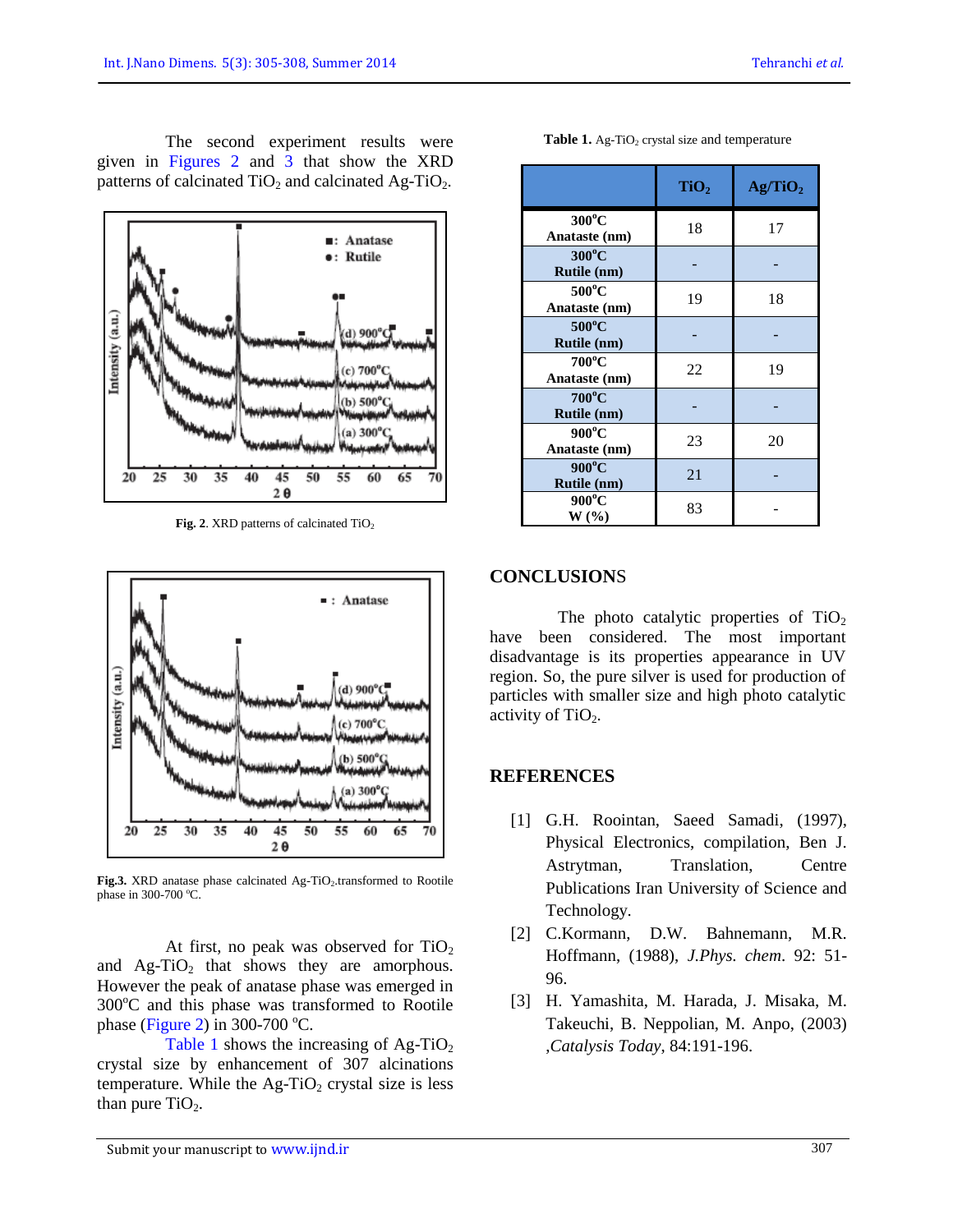The second experiment results were given in Figures 2 and 3 that show the XRD patterns of calcinated $TiO_2$ and calcinated Ag-$TiO_2$.

**Fig. 2**. XRD patterns of calcinated $TiO_2$

**Fig.3.** XRD anatase phase calcinated Ag-$TiO_2$.transformed to Rootile phase in 300-700 °C.

At first, no peak was observed for $TiO_2$ and Ag-$TiO_2$ that shows they are amorphous. However the peak of anatase phase was emerged in 300°C and this phase was transformed to Rootile phase (Figure 2) in 300-700 °C.

Table 1 shows the increasing of Ag-$TiO_2$ crystal size by enhancement of 307 alcinations temperature. While the Ag-$TiO_2$ crystal size is less than pure $TiO_2$.

**Table 1.** Ag-$TiO_2$ crystal size and temperature

| | $TiO_2$ | Ag/$TiO_2$ |
|---|---|---|
| **300°C Anataste (nm)** | 18 | 17 |
| **300°C Rutile (nm)** | - | - |
| **500°C Anataste (nm)** | 19 | 18 |
| **500°C Rutile (nm)** | - | - |
| **700°C Anataste (nm)** | 22 | 19 |
| **700°C Rutile (nm)** | - | - |
| **900°C Anataste (nm)** | 23 | 20 |
| **900°C Rutile (nm)** | 21 | - |
| **900°C W (%)** | 83 | - |

## CONCLUSIONS

The photo catalytic properties of $TiO_2$ have been considered. The most important disadvantage is its properties appearance in UV region. So, the pure silver is used for production of particles with smaller size and high photo catalytic activity of $TiO_2$.

## REFERENCES

[1] G.H. Roointan, Saeed Samadi, (1997), Physical Electronics, compilation, Ben J. Astrytman, Translation, Centre Publications Iran University of Science and Technology.

[2] C.Kormann, D.W. Bahnemann, M.R. Hoffmann, (1988), *J.Phys. chem*. 92: 51-96.

[3] H. Yamashita, M. Harada, J. Misaka, M. Takeuchi, B. Neppolian, M. Anpo, (2003) ,*Catalysis Today*, 84:191-196.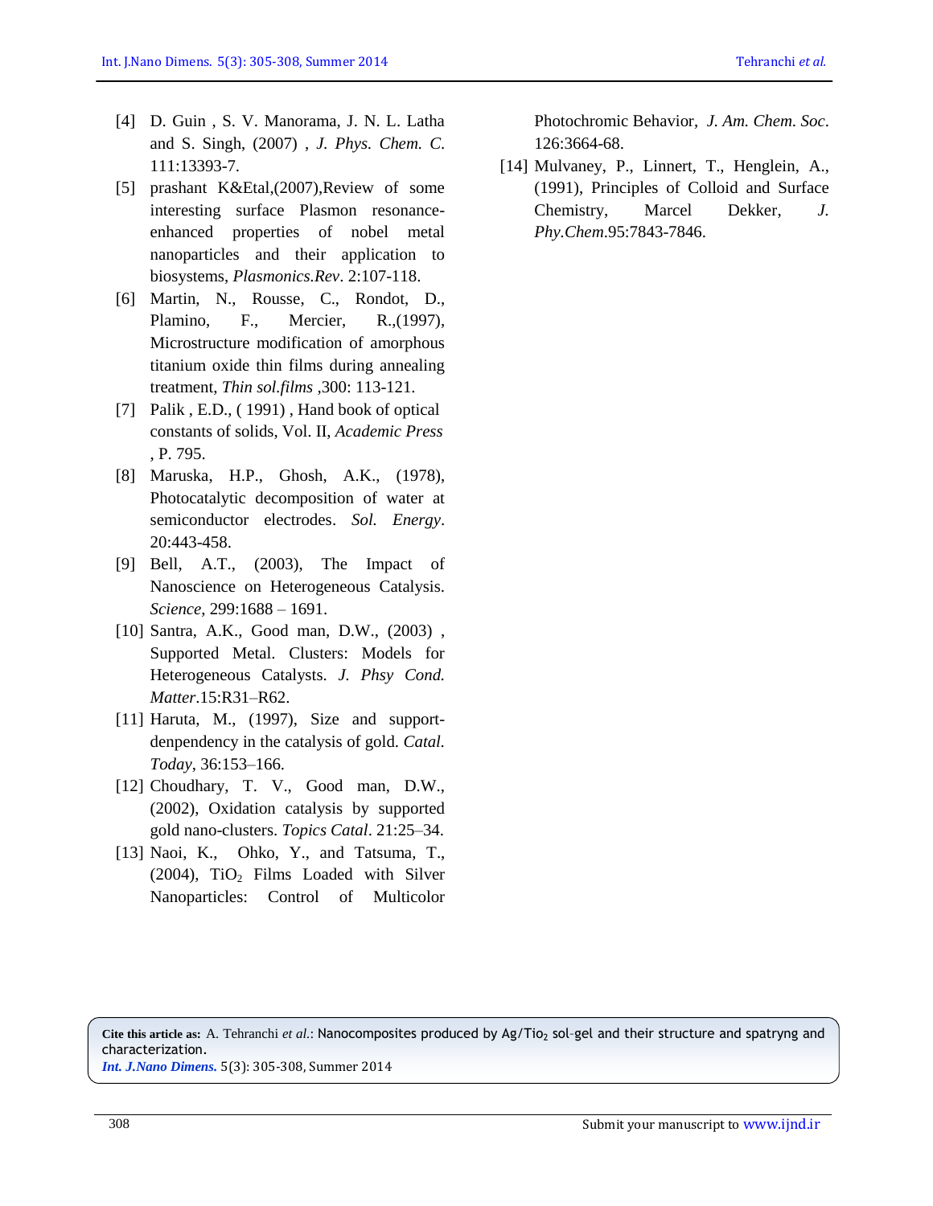[4] D. Guin , S. V. Manorama, J. N. L. Latha and S. Singh, (2007) , *J. Phys. Chem. C*. 111:13393-7.

[5] prashant K&Etal,(2007),Review of some interesting surface Plasmon resonance-enhanced properties of nobel metal nanoparticles and their application to biosystems, *Plasmonics.Rev*. 2:107-118.

[6] Martin, N., Rousse, C., Rondot, D., Plamino, F., Mercier, R.,(1997), Microstructure modification of amorphous titanium oxide thin films during annealing treatment, *Thin sol.films* ,300: 113-121.

[7] Palik , E.D., ( 1991) , Hand book of optical constants of solids, Vol. II, *Academic Press* , P. 795.

[8] Maruska, H.P., Ghosh, A.K., (1978), Photocatalytic decomposition of water at semiconductor electrodes. *Sol. Energy*. 20:443-458.

[9] Bell, A.T., (2003), The Impact of Nanoscience on Heterogeneous Catalysis. *Science*, 299:1688 – 1691.

[10] Santra, A.K., Good man, D.W., (2003) , Supported Metal. Clusters: Models for Heterogeneous Catalysts. *J. Phsy Cond. Matter*.15:R31–R62.

[11] Haruta, M., (1997), Size and support-denpendency in the catalysis of gold. *Catal. Today*, 36:153–166.

[12] Choudhary, T. V., Good man, D.W., (2002), Oxidation catalysis by supported gold nano-clusters. *Topics Catal*. 21:25–34.

[13] Naoi, K., Ohko, Y., and Tatsuma, T., (2004), $TiO_2$ Films Loaded with Silver Nanoparticles: Control of Multicolor Photochromic Behavior, *J. Am. Chem. Soc*. 126:3664-68.

[14] Mulvaney, P., Linnert, T., Henglein, A., (1991), Principles of Colloid and Surface Chemistry, Marcel Dekker, *J. Phy.Chem*.95:7843-7846.

**Cite this article as:** A. Tehranchi *et al.*: Nanocomposites produced by Ag/$Tio_2$ sol-gel and their structure and spatryng and characterization.
***Int. J.Nano Dimens.*** 5(3): 305-308, Summer 2014